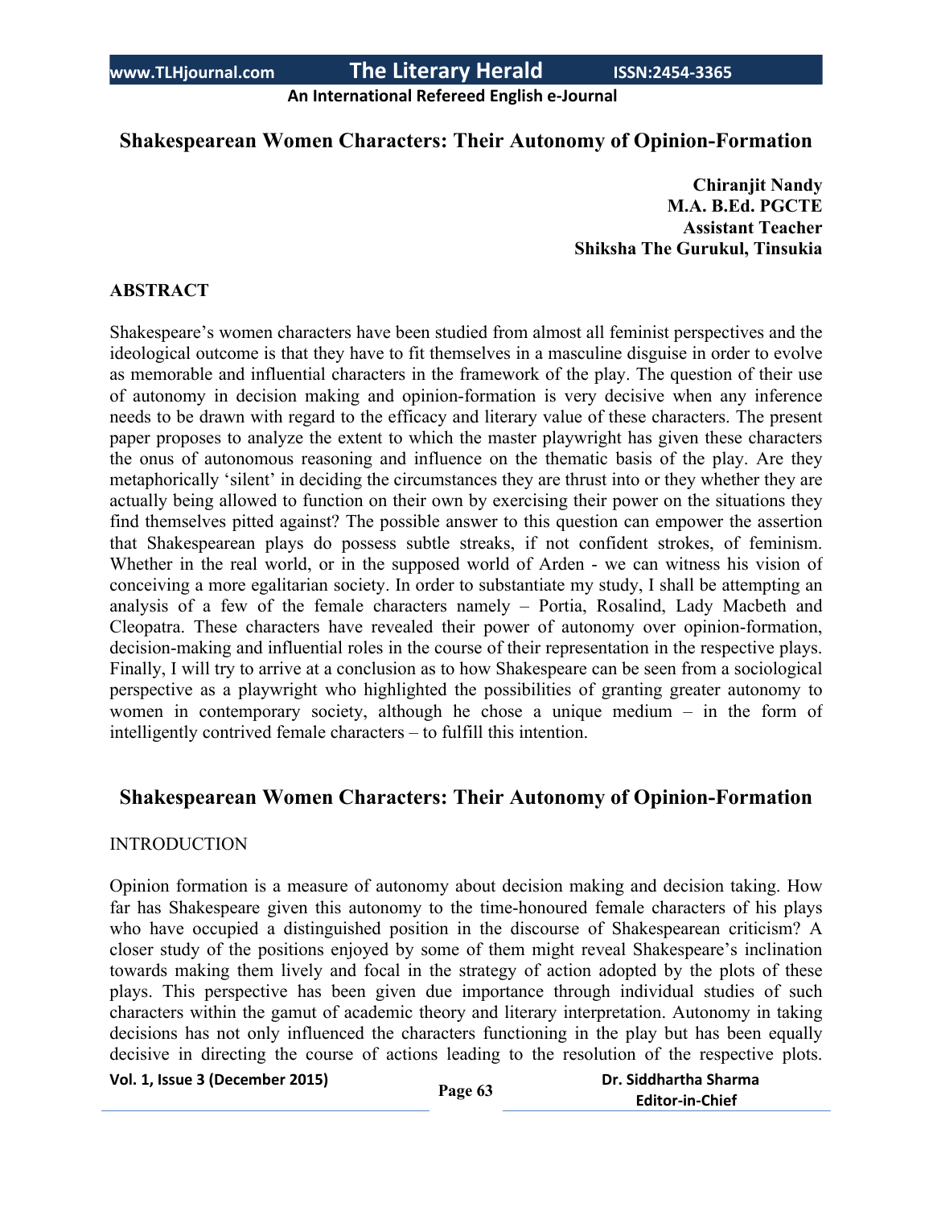# Shakespearean Women Characters: Their Autonomy of Opinion-Formation

**Chiranjit Nandy**
**M.A. B.Ed. PGCTE**
**Assistant Teacher**
**Shiksha The Gurukul, Tinsukia**

## ABSTRACT

Shakespeare's women characters have been studied from almost all feminist perspectives and the ideological outcome is that they have to fit themselves in a masculine disguise in order to evolve as memorable and influential characters in the framework of the play. The question of their use of autonomy in decision making and opinion-formation is very decisive when any inference needs to be drawn with regard to the efficacy and literary value of these characters. The present paper proposes to analyze the extent to which the master playwright has given these characters the onus of autonomous reasoning and influence on the thematic basis of the play. Are they metaphorically 'silent' in deciding the circumstances they are thrust into or they whether they are actually being allowed to function on their own by exercising their power on the situations they find themselves pitted against? The possible answer to this question can empower the assertion that Shakespearean plays do possess subtle streaks, if not confident strokes, of feminism. Whether in the real world, or in the supposed world of Arden - we can witness his vision of conceiving a more egalitarian society. In order to substantiate my study, I shall be attempting an analysis of a few of the female characters namely – Portia, Rosalind, Lady Macbeth and Cleopatra. These characters have revealed their power of autonomy over opinion-formation, decision-making and influential roles in the course of their representation in the respective plays. Finally, I will try to arrive at a conclusion as to how Shakespeare can be seen from a sociological perspective as a playwright who highlighted the possibilities of granting greater autonomy to women in contemporary society, although he chose a unique medium – in the form of intelligently contrived female characters – to fulfill this intention.

# Shakespearean Women Characters: Their Autonomy of Opinion-Formation

## INTRODUCTION

Opinion formation is a measure of autonomy about decision making and decision taking. How far has Shakespeare given this autonomy to the time-honoured female characters of his plays who have occupied a distinguished position in the discourse of Shakespearean criticism? A closer study of the positions enjoyed by some of them might reveal Shakespeare's inclination towards making them lively and focal in the strategy of action adopted by the plots of these plays. This perspective has been given due importance through individual studies of such characters within the gamut of academic theory and literary interpretation. Autonomy in taking decisions has not only influenced the characters functioning in the play but has been equally decisive in directing the course of actions leading to the resolution of the respective plots.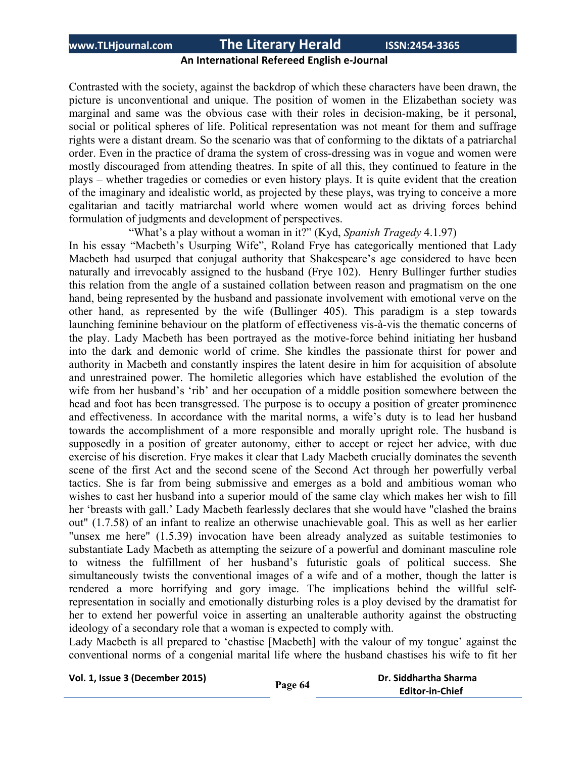Contrasted with the society, against the backdrop of which these characters have been drawn, the picture is unconventional and unique. The position of women in the Elizabethan society was marginal and same was the obvious case with their roles in decision-making, be it personal, social or political spheres of life. Political representation was not meant for them and suffrage rights were a distant dream. So the scenario was that of conforming to the diktats of a patriarchal order. Even in the practice of drama the system of cross-dressing was in vogue and women were mostly discouraged from attending theatres. In spite of all this, they continued to feature in the plays – whether tragedies or comedies or even history plays. It is quite evident that the creation of the imaginary and idealistic world, as projected by these plays, was trying to conceive a more egalitarian and tacitly matriarchal world where women would act as driving forces behind formulation of judgments and development of perspectives.

"What's a play without a woman in it?" (Kyd, *Spanish Tragedy* 4.1.97)

In his essay "Macbeth's Usurping Wife", Roland Frye has categorically mentioned that Lady Macbeth had usurped that conjugal authority that Shakespeare's age considered to have been naturally and irrevocably assigned to the husband (Frye 102). Henry Bullinger further studies this relation from the angle of a sustained collation between reason and pragmatism on the one hand, being represented by the husband and passionate involvement with emotional verve on the other hand, as represented by the wife (Bullinger 405). This paradigm is a step towards launching feminine behaviour on the platform of effectiveness vis-à-vis the thematic concerns of the play. Lady Macbeth has been portrayed as the motive-force behind initiating her husband into the dark and demonic world of crime. She kindles the passionate thirst for power and authority in Macbeth and constantly inspires the latent desire in him for acquisition of absolute and unrestrained power. The homiletic allegories which have established the evolution of the wife from her husband's 'rib' and her occupation of a middle position somewhere between the head and foot has been transgressed. The purpose is to occupy a position of greater prominence and effectiveness. In accordance with the marital norms, a wife's duty is to lead her husband towards the accomplishment of a more responsible and morally upright role. The husband is supposedly in a position of greater autonomy, either to accept or reject her advice, with due exercise of his discretion. Frye makes it clear that Lady Macbeth crucially dominates the seventh scene of the first Act and the second scene of the Second Act through her powerfully verbal tactics. She is far from being submissive and emerges as a bold and ambitious woman who wishes to cast her husband into a superior mould of the same clay which makes her wish to fill her 'breasts with gall.' Lady Macbeth fearlessly declares that she would have "clashed the brains out" (1.7.58) of an infant to realize an otherwise unachievable goal. This as well as her earlier "unsex me here" (1.5.39) invocation have been already analyzed as suitable testimonies to substantiate Lady Macbeth as attempting the seizure of a powerful and dominant masculine role to witness the fulfillment of her husband's futuristic goals of political success. She simultaneously twists the conventional images of a wife and of a mother, though the latter is rendered a more horrifying and gory image. The implications behind the willful self-representation in socially and emotionally disturbing roles is a ploy devised by the dramatist for her to extend her powerful voice in asserting an unalterable authority against the obstructing ideology of a secondary role that a woman is expected to comply with.

Lady Macbeth is all prepared to 'chastise [Macbeth] with the valour of my tongue' against the conventional norms of a congenial marital life where the husband chastises his wife to fit her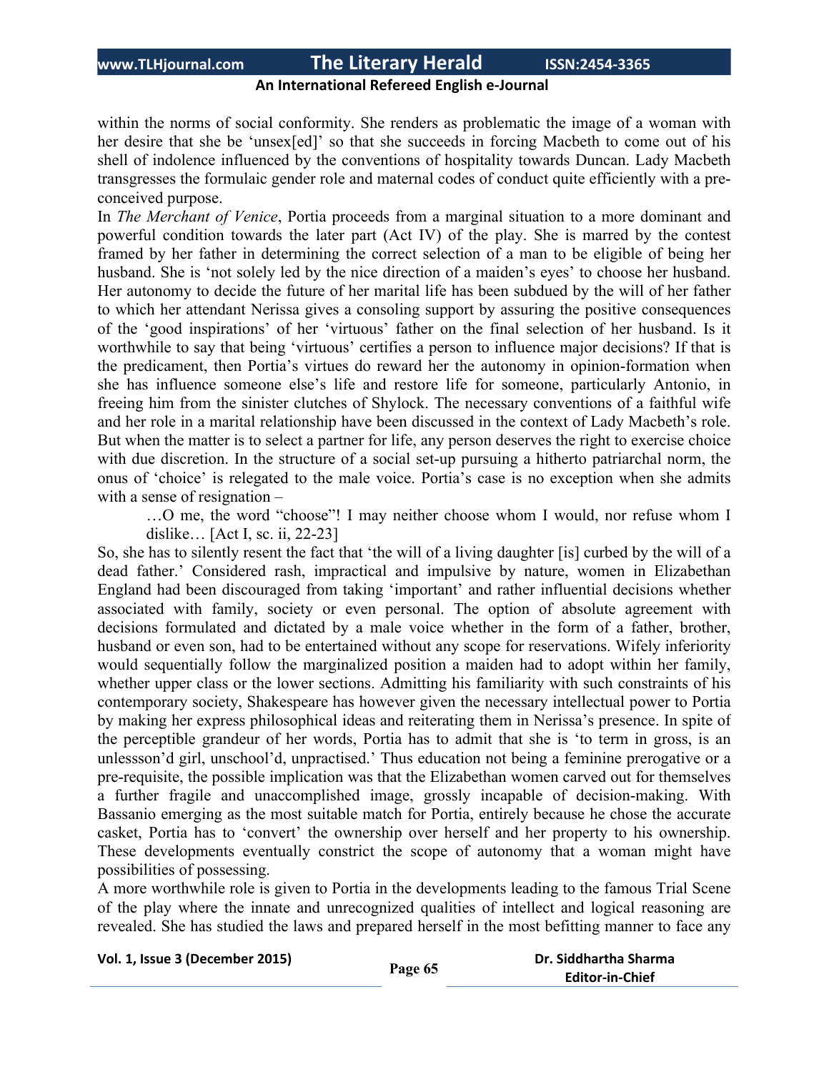within the norms of social conformity. She renders as problematic the image of a woman with her desire that she be 'unsex[ed]' so that she succeeds in forcing Macbeth to come out of his shell of indolence influenced by the conventions of hospitality towards Duncan. Lady Macbeth transgresses the formulaic gender role and maternal codes of conduct quite efficiently with a pre-conceived purpose.

In *The Merchant of Venice*, Portia proceeds from a marginal situation to a more dominant and powerful condition towards the later part (Act IV) of the play. She is marred by the contest framed by her father in determining the correct selection of a man to be eligible of being her husband. She is 'not solely led by the nice direction of a maiden's eyes' to choose her husband. Her autonomy to decide the future of her marital life has been subdued by the will of her father to which her attendant Nerissa gives a consoling support by assuring the positive consequences of the 'good inspirations' of her 'virtuous' father on the final selection of her husband. Is it worthwhile to say that being 'virtuous' certifies a person to influence major decisions? If that is the predicament, then Portia's virtues do reward her the autonomy in opinion-formation when she has influence someone else's life and restore life for someone, particularly Antonio, in freeing him from the sinister clutches of Shylock. The necessary conventions of a faithful wife and her role in a marital relationship have been discussed in the context of Lady Macbeth's role. But when the matter is to select a partner for life, any person deserves the right to exercise choice with due discretion. In the structure of a social set-up pursuing a hitherto patriarchal norm, the onus of 'choice' is relegated to the male voice. Portia's case is no exception when she admits with a sense of resignation –

> …O me, the word "choose"! I may neither choose whom I would, nor refuse whom I dislike… [Act I, sc. ii, 22-23]

So, she has to silently resent the fact that 'the will of a living daughter [is] curbed by the will of a dead father.' Considered rash, impractical and impulsive by nature, women in Elizabethan England had been discouraged from taking 'important' and rather influential decisions whether associated with family, society or even personal. The option of absolute agreement with decisions formulated and dictated by a male voice whether in the form of a father, brother, husband or even son, had to be entertained without any scope for reservations. Wifely inferiority would sequentially follow the marginalized position a maiden had to adopt within her family, whether upper class or the lower sections. Admitting his familiarity with such constraints of his contemporary society, Shakespeare has however given the necessary intellectual power to Portia by making her express philosophical ideas and reiterating them in Nerissa's presence. In spite of the perceptible grandeur of her words, Portia has to admit that she is 'to term in gross, is an unlesson'd girl, unschool'd, unpractised.' Thus education not being a feminine prerogative or a pre-requisite, the possible implication was that the Elizabethan women carved out for themselves a further fragile and unaccomplished image, grossly incapable of decision-making. With Bassanio emerging as the most suitable match for Portia, entirely because he chose the accurate casket, Portia has to 'convert' the ownership over herself and her property to his ownership. These developments eventually constrict the scope of autonomy that a woman might have possibilities of possessing.

A more worthwhile role is given to Portia in the developments leading to the famous Trial Scene of the play where the innate and unrecognized qualities of intellect and logical reasoning are revealed. She has studied the laws and prepared herself in the most befitting manner to face any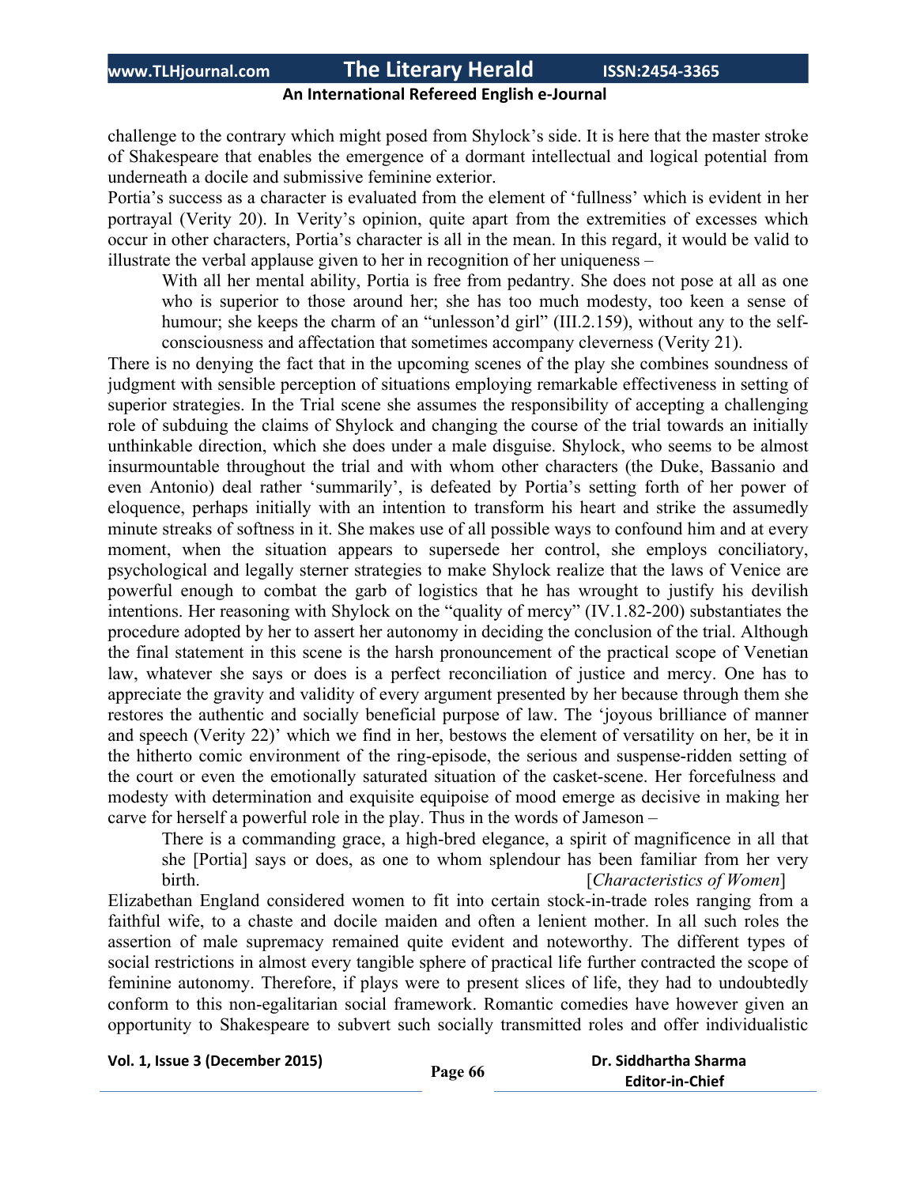challenge to the contrary which might posed from Shylock's side. It is here that the master stroke of Shakespeare that enables the emergence of a dormant intellectual and logical potential from underneath a docile and submissive feminine exterior.

Portia's success as a character is evaluated from the element of 'fullness' which is evident in her portrayal (Verity 20). In Verity's opinion, quite apart from the extremities of excesses which occur in other characters, Portia's character is all in the mean. In this regard, it would be valid to illustrate the verbal applause given to her in recognition of her uniqueness –

> With all her mental ability, Portia is free from pedantry. She does not pose at all as one who is superior to those around her; she has too much modesty, too keen a sense of humour; she keeps the charm of an "unlesson'd girl" (III.2.159), without any to the self-consciousness and affectation that sometimes accompany cleverness (Verity 21).

There is no denying the fact that in the upcoming scenes of the play she combines soundness of judgment with sensible perception of situations employing remarkable effectiveness in setting of superior strategies. In the Trial scene she assumes the responsibility of accepting a challenging role of subduing the claims of Shylock and changing the course of the trial towards an initially unthinkable direction, which she does under a male disguise. Shylock, who seems to be almost insurmountable throughout the trial and with whom other characters (the Duke, Bassanio and even Antonio) deal rather 'summarily', is defeated by Portia's setting forth of her power of eloquence, perhaps initially with an intention to transform his heart and strike the assumedly minute streaks of softness in it. She makes use of all possible ways to confound him and at every moment, when the situation appears to supersede her control, she employs conciliatory, psychological and legally sterner strategies to make Shylock realize that the laws of Venice are powerful enough to combat the garb of logistics that he has wrought to justify his devilish intentions. Her reasoning with Shylock on the "quality of mercy" (IV.1.82-200) substantiates the procedure adopted by her to assert her autonomy in deciding the conclusion of the trial. Although the final statement in this scene is the harsh pronouncement of the practical scope of Venetian law, whatever she says or does is a perfect reconciliation of justice and mercy. One has to appreciate the gravity and validity of every argument presented by her because through them she restores the authentic and socially beneficial purpose of law. The 'joyous brilliance of manner and speech (Verity 22)' which we find in her, bestows the element of versatility on her, be it in the hitherto comic environment of the ring-episode, the serious and suspense-ridden setting of the court or even the emotionally saturated situation of the casket-scene. Her forcefulness and modesty with determination and exquisite equipoise of mood emerge as decisive in making her carve for herself a powerful role in the play. Thus in the words of Jameson –

> There is a commanding grace, a high-bred elegance, a spirit of magnificence in all that she [Portia] says or does, as one to whom splendour has been familiar from her very birth. [*Characteristics of Women*]

Elizabethan England considered women to fit into certain stock-in-trade roles ranging from a faithful wife, to a chaste and docile maiden and often a lenient mother. In all such roles the assertion of male supremacy remained quite evident and noteworthy. The different types of social restrictions in almost every tangible sphere of practical life further contracted the scope of feminine autonomy. Therefore, if plays were to present slices of life, they had to undoubtedly conform to this non-egalitarian social framework. Romantic comedies have however given an opportunity to Shakespeare to subvert such socially transmitted roles and offer individualistic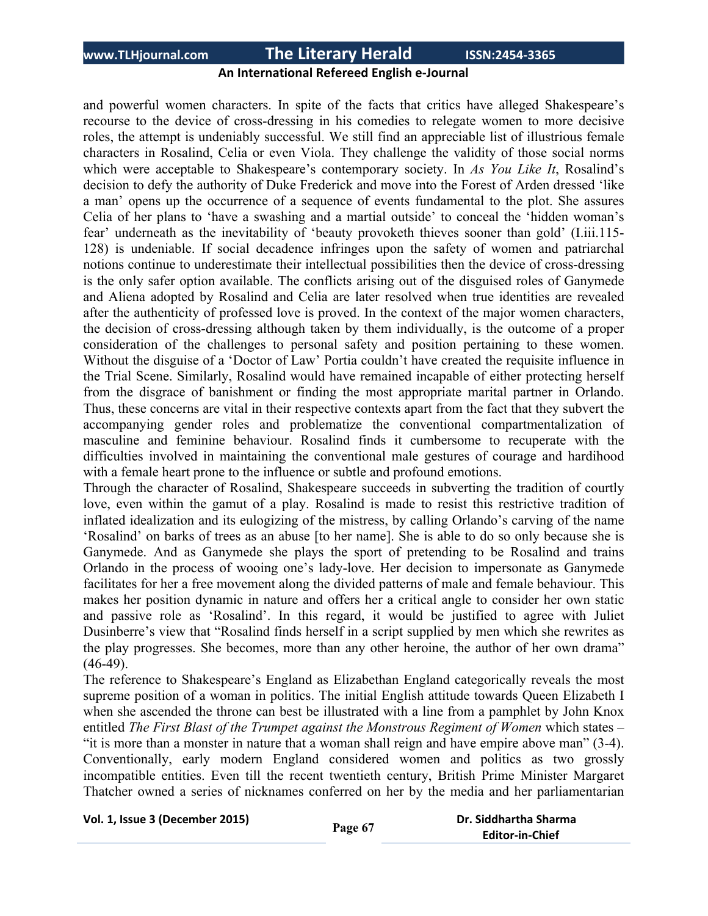and powerful women characters. In spite of the facts that critics have alleged Shakespeare's recourse to the device of cross-dressing in his comedies to relegate women to more decisive roles, the attempt is undeniably successful. We still find an appreciable list of illustrious female characters in Rosalind, Celia or even Viola. They challenge the validity of those social norms which were acceptable to Shakespeare's contemporary society. In *As You Like It*, Rosalind's decision to defy the authority of Duke Frederick and move into the Forest of Arden dressed 'like a man' opens up the occurrence of a sequence of events fundamental to the plot. She assures Celia of her plans to 'have a swashing and a martial outside' to conceal the 'hidden woman's fear' underneath as the inevitability of 'beauty provoketh thieves sooner than gold' (I.iii.115-128) is undeniable. If social decadence infringes upon the safety of women and patriarchal notions continue to underestimate their intellectual possibilities then the device of cross-dressing is the only safer option available. The conflicts arising out of the disguised roles of Ganymede and Aliena adopted by Rosalind and Celia are later resolved when true identities are revealed after the authenticity of professed love is proved. In the context of the major women characters, the decision of cross-dressing although taken by them individually, is the outcome of a proper consideration of the challenges to personal safety and position pertaining to these women. Without the disguise of a 'Doctor of Law' Portia couldn't have created the requisite influence in the Trial Scene. Similarly, Rosalind would have remained incapable of either protecting herself from the disgrace of banishment or finding the most appropriate marital partner in Orlando. Thus, these concerns are vital in their respective contexts apart from the fact that they subvert the accompanying gender roles and problematize the conventional compartmentalization of masculine and feminine behaviour. Rosalind finds it cumbersome to recuperate with the difficulties involved in maintaining the conventional male gestures of courage and hardihood with a female heart prone to the influence or subtle and profound emotions.

Through the character of Rosalind, Shakespeare succeeds in subverting the tradition of courtly love, even within the gamut of a play. Rosalind is made to resist this restrictive tradition of inflated idealization and its eulogizing of the mistress, by calling Orlando's carving of the name 'Rosalind' on barks of trees as an abuse [to her name]. She is able to do so only because she is Ganymede. And as Ganymede she plays the sport of pretending to be Rosalind and trains Orlando in the process of wooing one's lady-love. Her decision to impersonate as Ganymede facilitates for her a free movement along the divided patterns of male and female behaviour. This makes her position dynamic in nature and offers her a critical angle to consider her own static and passive role as 'Rosalind'. In this regard, it would be justified to agree with Juliet Dusinberre's view that "Rosalind finds herself in a script supplied by men which she rewrites as the play progresses. She becomes, more than any other heroine, the author of her own drama" (46-49).

The reference to Shakespeare's England as Elizabethan England categorically reveals the most supreme position of a woman in politics. The initial English attitude towards Queen Elizabeth I when she ascended the throne can best be illustrated with a line from a pamphlet by John Knox entitled *The First Blast of the Trumpet against the Monstrous Regiment of Women* which states – "it is more than a monster in nature that a woman shall reign and have empire above man" (3-4). Conventionally, early modern England considered women and politics as two grossly incompatible entities. Even till the recent twentieth century, British Prime Minister Margaret Thatcher owned a series of nicknames conferred on her by the media and her parliamentarian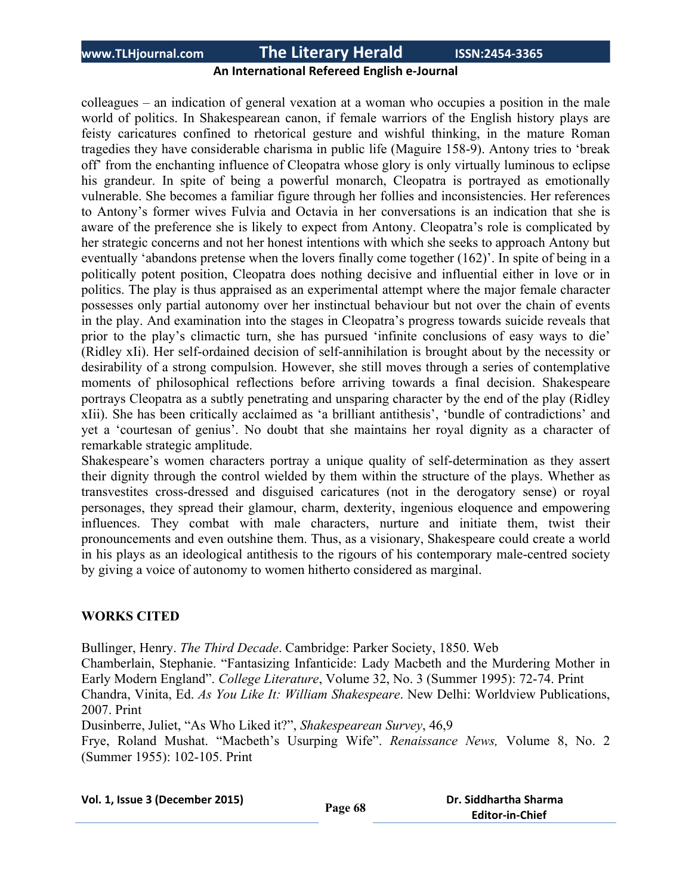colleagues – an indication of general vexation at a woman who occupies a position in the male world of politics. In Shakespearean canon, if female warriors of the English history plays are feisty caricatures confined to rhetorical gesture and wishful thinking, in the mature Roman tragedies they have considerable charisma in public life (Maguire 158-9). Antony tries to 'break off' from the enchanting influence of Cleopatra whose glory is only virtually luminous to eclipse his grandeur. In spite of being a powerful monarch, Cleopatra is portrayed as emotionally vulnerable. She becomes a familiar figure through her follies and inconsistencies. Her references to Antony's former wives Fulvia and Octavia in her conversations is an indication that she is aware of the preference she is likely to expect from Antony. Cleopatra's role is complicated by her strategic concerns and not her honest intentions with which she seeks to approach Antony but eventually 'abandons pretense when the lovers finally come together (162)'. In spite of being in a politically potent position, Cleopatra does nothing decisive and influential either in love or in politics. The play is thus appraised as an experimental attempt where the major female character possesses only partial autonomy over her instinctual behaviour but not over the chain of events in the play. And examination into the stages in Cleopatra's progress towards suicide reveals that prior to the play's climactic turn, she has pursued 'infinite conclusions of easy ways to die' (Ridley xIi). Her self-ordained decision of self-annihilation is brought about by the necessity or desirability of a strong compulsion. However, she still moves through a series of contemplative moments of philosophical reflections before arriving towards a final decision. Shakespeare portrays Cleopatra as a subtly penetrating and unsparing character by the end of the play (Ridley xIii). She has been critically acclaimed as 'a brilliant antithesis', 'bundle of contradictions' and yet a 'courtesan of genius'. No doubt that she maintains her royal dignity as a character of remarkable strategic amplitude.

Shakespeare's women characters portray a unique quality of self-determination as they assert their dignity through the control wielded by them within the structure of the plays. Whether as transvestites cross-dressed and disguised caricatures (not in the derogatory sense) or royal personages, they spread their glamour, charm, dexterity, ingenious eloquence and empowering influences. They combat with male characters, nurture and initiate them, twist their pronouncements and even outshine them. Thus, as a visionary, Shakespeare could create a world in his plays as an ideological antithesis to the rigours of his contemporary male-centred society by giving a voice of autonomy to women hitherto considered as marginal.

## WORKS CITED

Bullinger, Henry. *The Third Decade*. Cambridge: Parker Society, 1850. Web

Chamberlain, Stephanie. "Fantasizing Infanticide: Lady Macbeth and the Murdering Mother in Early Modern England". *College Literature*, Volume 32, No. 3 (Summer 1995): 72-74. Print

Chandra, Vinita, Ed. *As You Like It: William Shakespeare*. New Delhi: Worldview Publications, 2007. Print

Dusinberre, Juliet, "As Who Liked it?", *Shakespearean Survey*, 46,9

Frye, Roland Mushat. "Macbeth's Usurping Wife". *Renaissance News,* Volume 8, No. 2 (Summer 1955): 102-105. Print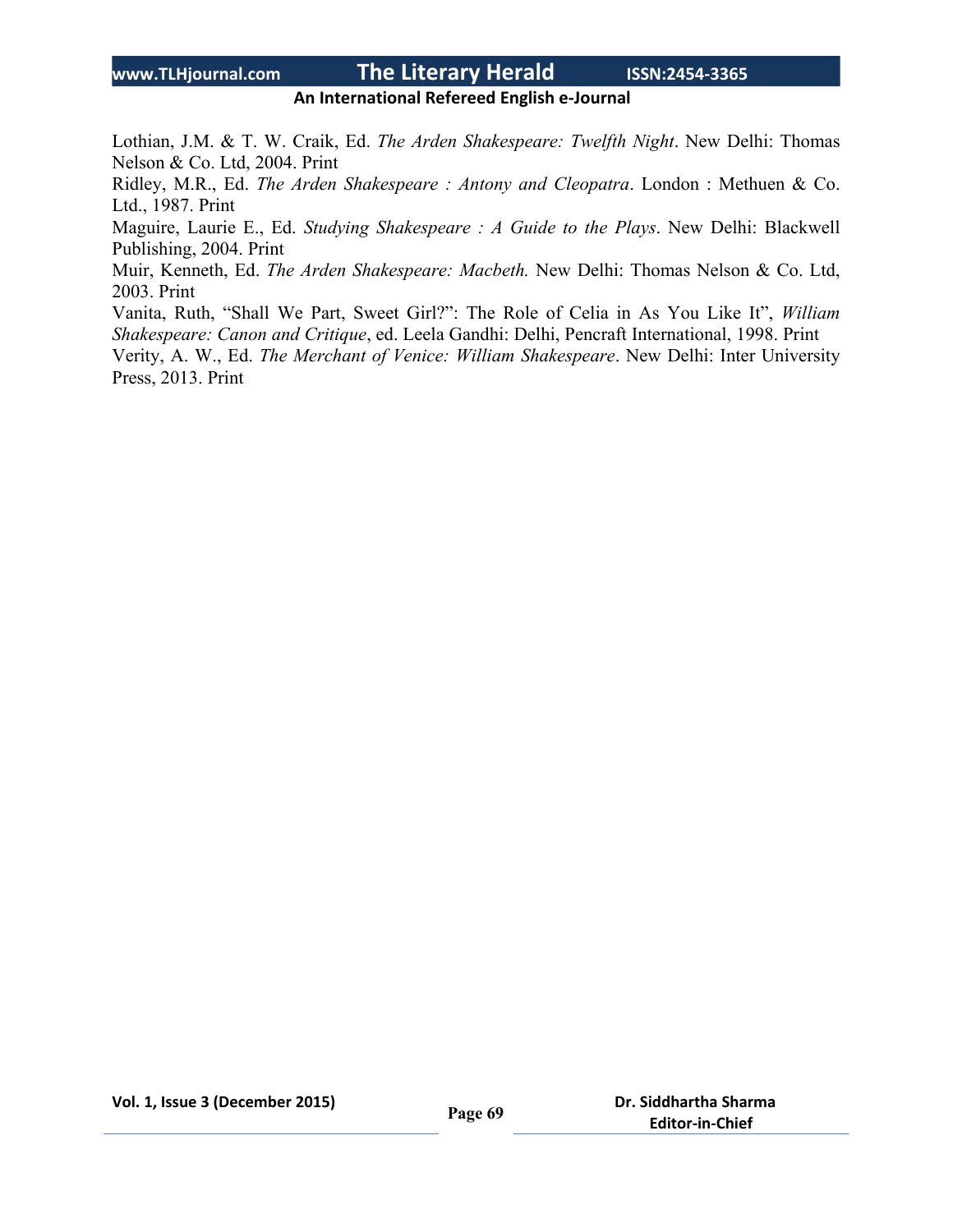Lothian, J.M. & T. W. Craik, Ed. *The Arden Shakespeare: Twelfth Night*. New Delhi: Thomas Nelson & Co. Ltd, 2004. Print

Ridley, M.R., Ed. *The Arden Shakespeare : Antony and Cleopatra*. London : Methuen & Co. Ltd., 1987. Print

Maguire, Laurie E., Ed. *Studying Shakespeare : A Guide to the Plays*. New Delhi: Blackwell Publishing, 2004. Print

Muir, Kenneth, Ed. *The Arden Shakespeare: Macbeth.* New Delhi: Thomas Nelson & Co. Ltd, 2003. Print

Vanita, Ruth, "Shall We Part, Sweet Girl?": The Role of Celia in As You Like It", *William Shakespeare: Canon and Critique*, ed. Leela Gandhi: Delhi, Pencraft International, 1998. Print

Verity, A. W., Ed. *The Merchant of Venice: William Shakespeare*. New Delhi: Inter University Press, 2013. Print